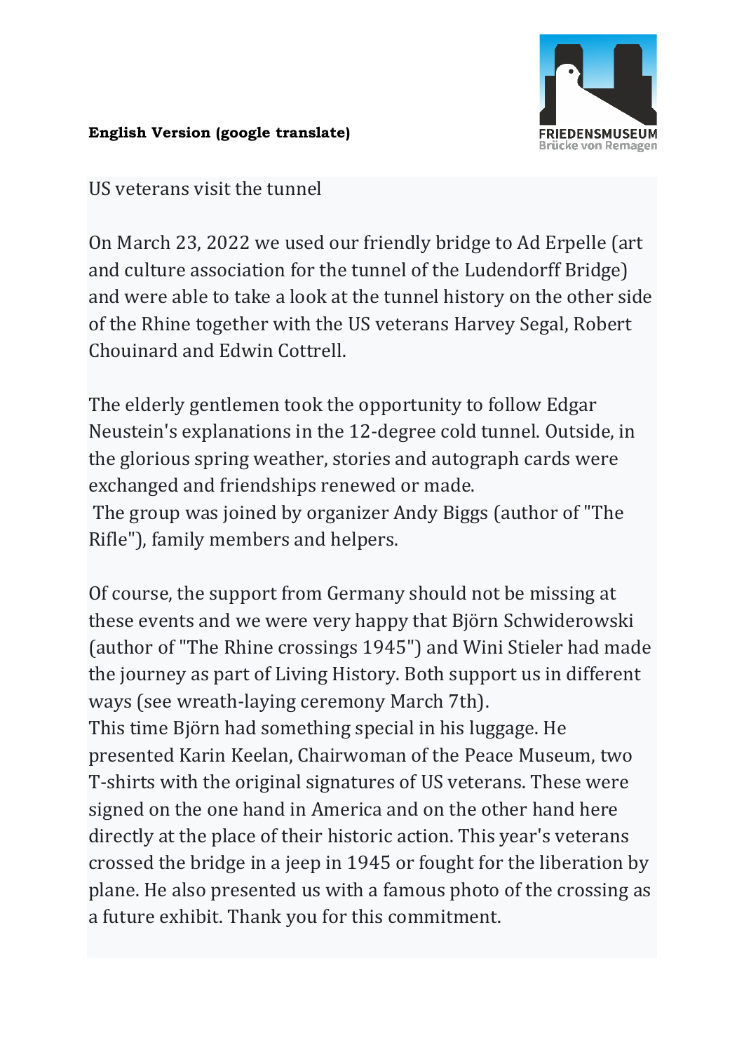**English Version (google translate)**

FRIEDENSMUSEUM
Brücke von Remagen

US veterans visit the tunnel

On March 23, 2022 we used our friendly bridge to Ad Erpelle (art and culture association for the tunnel of the Ludendorff Bridge) and were able to take a look at the tunnel history on the other side of the Rhine together with the US veterans Harvey Segal, Robert Chouinard and Edwin Cottrell.

The elderly gentlemen took the opportunity to follow Edgar Neustein's explanations in the 12-degree cold tunnel. Outside, in the glorious spring weather, stories and autograph cards were exchanged and friendships renewed or made.
The group was joined by organizer Andy Biggs (author of "The Rifle"), family members and helpers.

Of course, the support from Germany should not be missing at these events and we were very happy that Björn Schwiderowski (author of "The Rhine crossings 1945") and Wini Stieler had made the journey as part of Living History. Both support us in different ways (see wreath-laying ceremony March 7th).
This time Björn had something special in his luggage. He presented Karin Keelan, Chairwoman of the Peace Museum, two T-shirts with the original signatures of US veterans. These were signed on the one hand in America and on the other hand here directly at the place of their historic action. This year's veterans crossed the bridge in a jeep in 1945 or fought for the liberation by plane. He also presented us with a famous photo of the crossing as a future exhibit. Thank you for this commitment.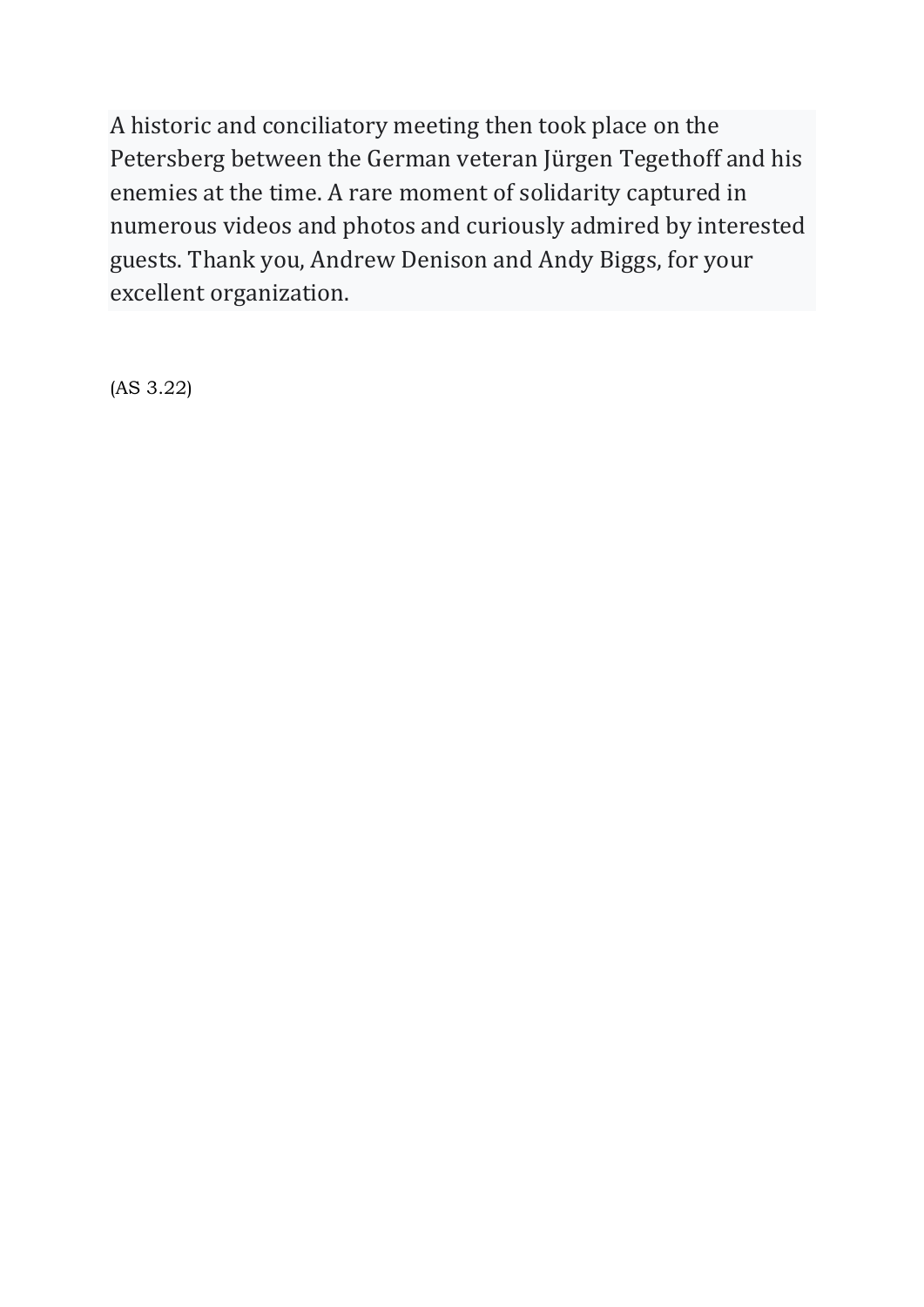A historic and conciliatory meeting then took place on the Petersberg between the German veteran Jürgen Tegethoff and his enemies at the time. A rare moment of solidarity captured in numerous videos and photos and curiously admired by interested guests. Thank you, Andrew Denison and Andy Biggs, for your excellent organization.

(AS 3.22)